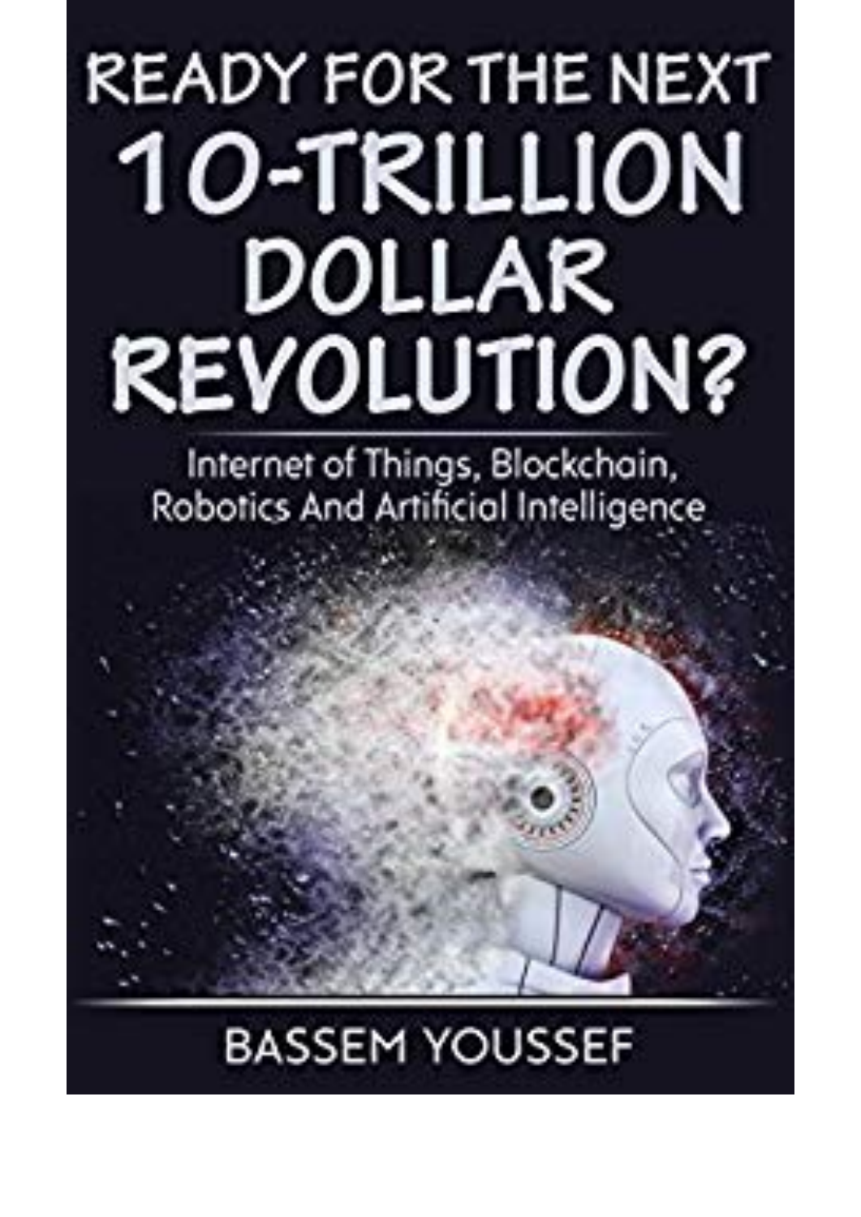# READY FOR THE NEXT 10-TRILLION DOLLAR REVOLUTION?

## Internet of Things, Blockchain, Robotics And Artificial Intelligence

BASSEM YOUSSEF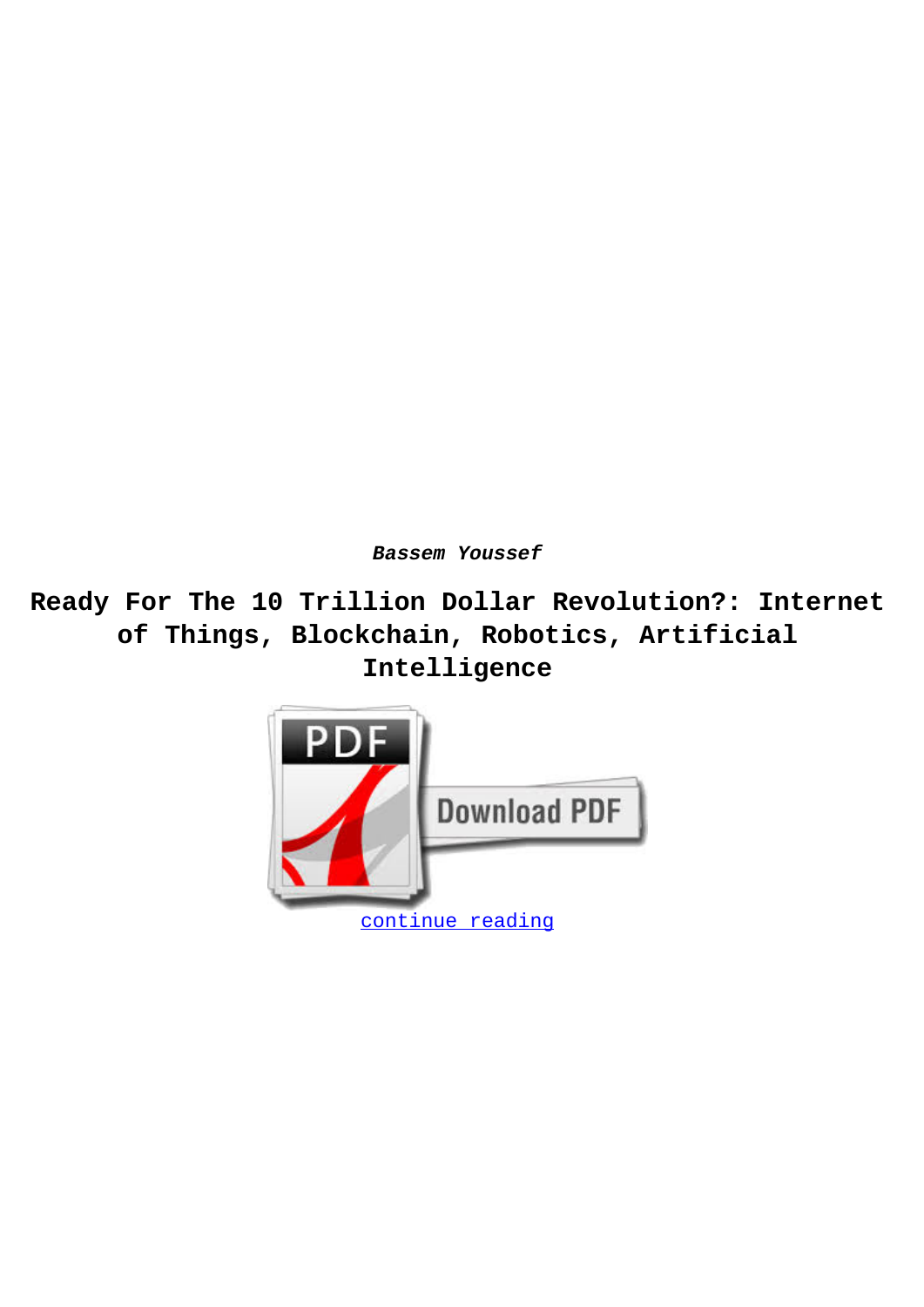***Bassem Youssef***

# Ready For The 10 Trillion Dollar Revolution?: Internet of Things, Blockchain, Robotics, Artificial Intelligence

continue reading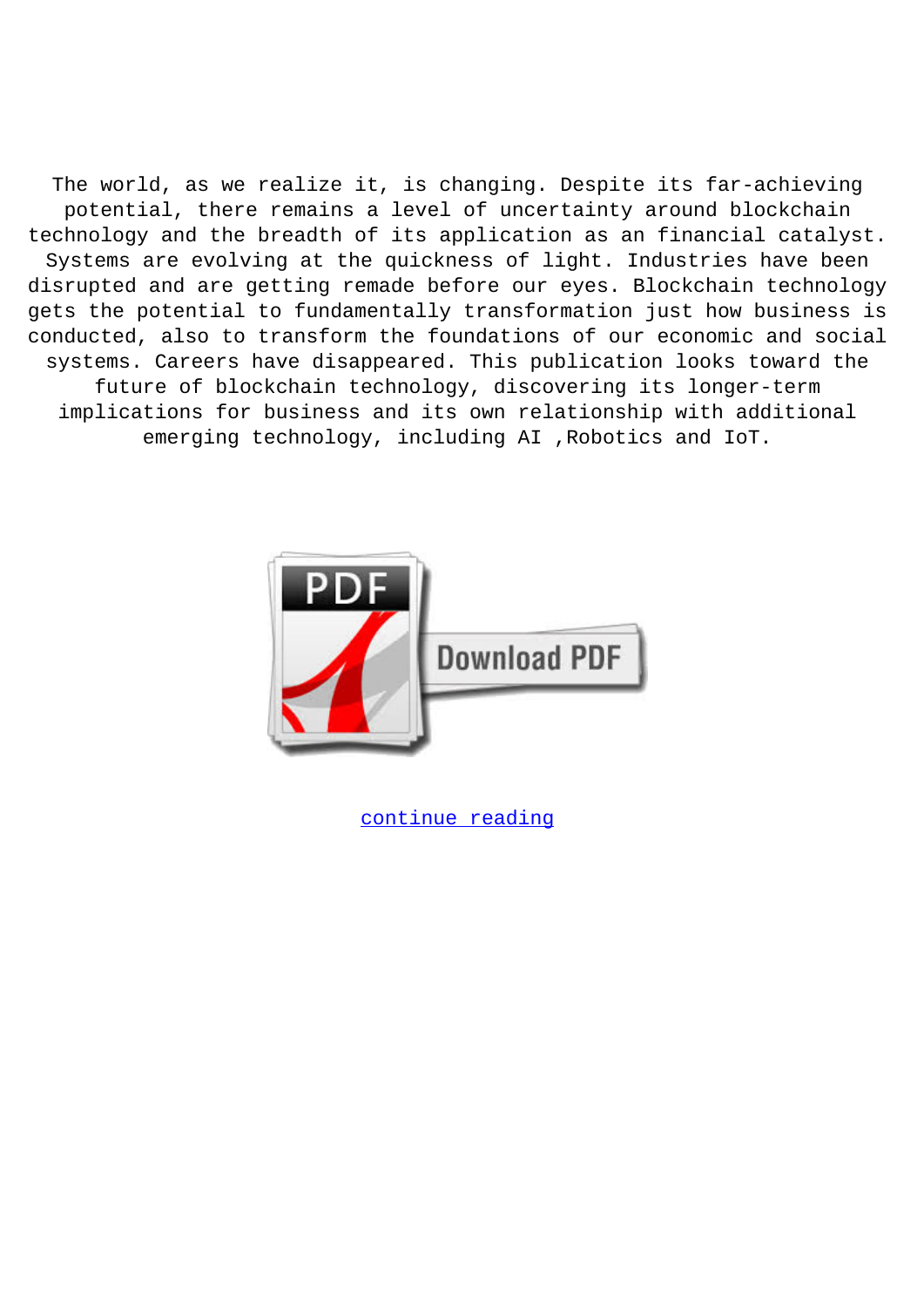The world, as we realize it, is changing. Despite its far-achieving potential, there remains a level of uncertainty around blockchain technology and the breadth of its application as an financial catalyst. Systems are evolving at the quickness of light. Industries have been disrupted and are getting remade before our eyes. Blockchain technology gets the potential to fundamentally transformation just how business is conducted, also to transform the foundations of our economic and social systems. Careers have disappeared. This publication looks toward the future of blockchain technology, discovering its longer-term implications for business and its own relationship with additional emerging technology, including AI ,Robotics and IoT.

continue reading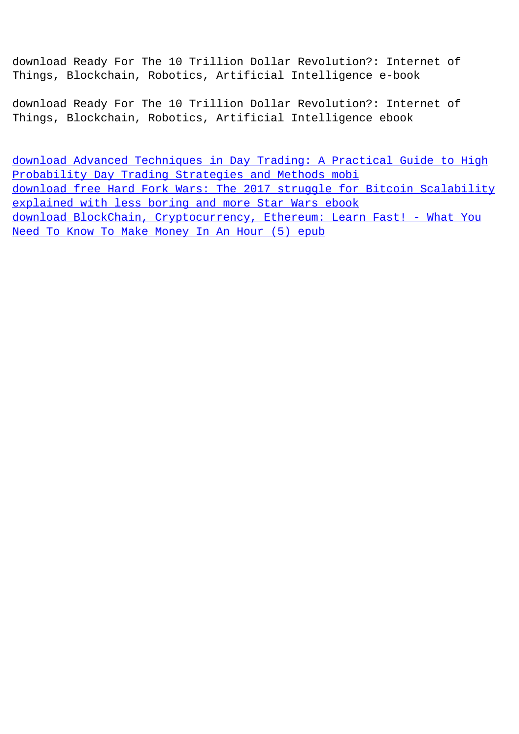download Ready For The 10 Trillion Dollar Revolution?: Internet of Things, Blockchain, Robotics, Artificial Intelligence e-book

download Ready For The 10 Trillion Dollar Revolution?: Internet of Things, Blockchain, Robotics, Artificial Intelligence ebook

download Advanced Techniques in Day Trading: A Practical Guide to High Probability Day Trading Strategies and Methods mobi
download free Hard Fork Wars: The 2017 struggle for Bitcoin Scalability explained with less boring and more Star Wars ebook
download BlockChain, Cryptocurrency, Ethereum: Learn Fast! - What You Need To Know To Make Money In An Hour (5) epub